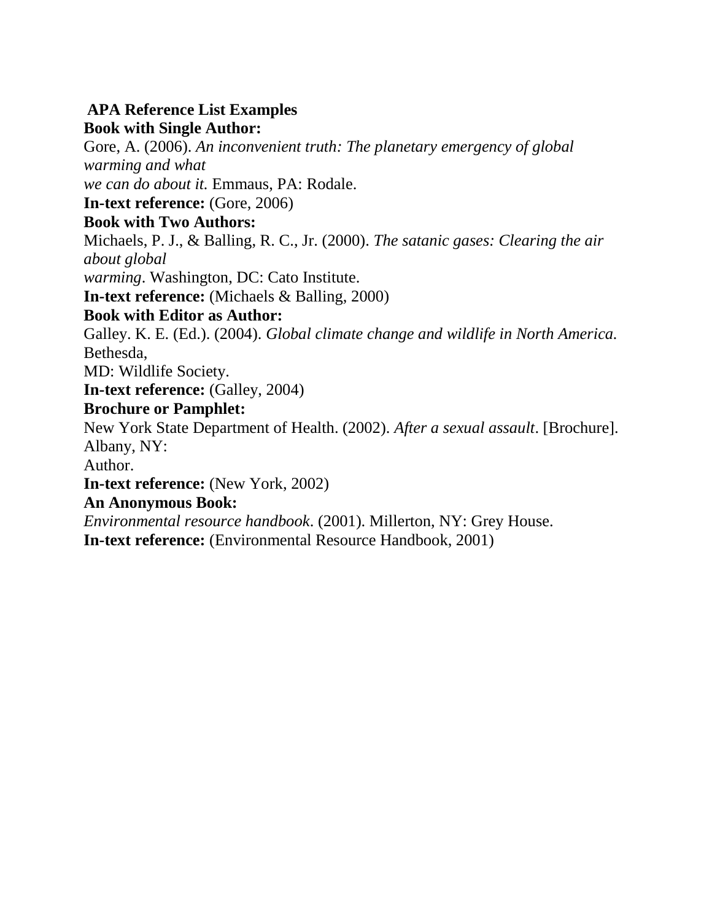**APA Reference List Examples**

**Book with Single Author:**

Gore, A. (2006). *An inconvenient truth: The planetary emergency of global warming and what we can do about it.* Emmaus, PA: Rodale.

**In-text reference:** (Gore, 2006)

**Book with Two Authors:**

Michaels, P. J., & Balling, R. C., Jr. (2000). *The satanic gases: Clearing the air about global warming*. Washington, DC: Cato Institute.

**In-text reference:** (Michaels & Balling, 2000)

**Book with Editor as Author:**

Galley. K. E. (Ed.). (2004). *Global climate change and wildlife in North America.* Bethesda, MD: Wildlife Society.

**In-text reference:** (Galley, 2004)

**Brochure or Pamphlet:**

New York State Department of Health. (2002). *After a sexual assault*. [Brochure]. Albany, NY: Author.

**In-text reference:** (New York, 2002)

**An Anonymous Book:**

*Environmental resource handbook*. (2001). Millerton, NY: Grey House.

**In-text reference:** (Environmental Resource Handbook, 2001)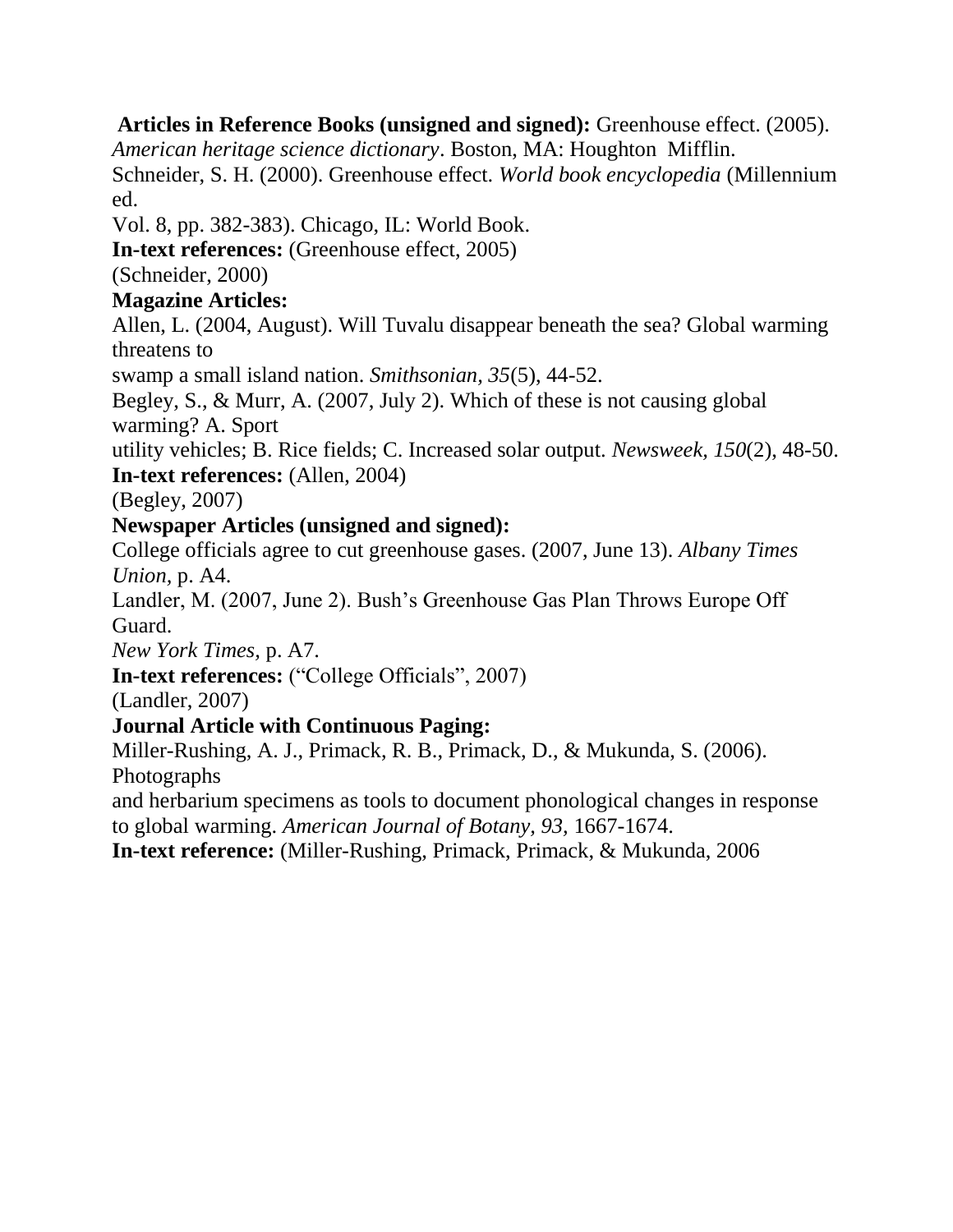**Articles in Reference Books (unsigned and signed):** Greenhouse effect. (2005). *American heritage science dictionary*. Boston, MA: Houghton Mifflin.

Schneider, S. H. (2000). Greenhouse effect. *World book encyclopedia* (Millennium ed.
Vol. 8, pp. 382-383). Chicago, IL: World Book.

**In-text references:** (Greenhouse effect, 2005)
(Schneider, 2000)

**Magazine Articles:**

Allen, L. (2004, August). Will Tuvalu disappear beneath the sea? Global warming threatens to
swamp a small island nation. *Smithsonian, 35*(5), 44-52.

Begley, S., & Murr, A. (2007, July 2). Which of these is not causing global warming? A. Sport
utility vehicles; B. Rice fields; C. Increased solar output. *Newsweek, 150*(2), 48-50.

**In-text references:** (Allen, 2004)
(Begley, 2007)

**Newspaper Articles (unsigned and signed):**

College officials agree to cut greenhouse gases. (2007, June 13). *Albany Times Union,* p. A4.

Landler, M. (2007, June 2). Bush's Greenhouse Gas Plan Throws Europe Off Guard.
*New York Times,* p. A7.

**In-text references:** ("College Officials", 2007)
(Landler, 2007)

**Journal Article with Continuous Paging:**

Miller-Rushing, A. J., Primack, R. B., Primack, D., & Mukunda, S. (2006). Photographs
and herbarium specimens as tools to document phonological changes in response to global warming. *American Journal of Botany, 93,* 1667-1674.

**In-text reference:** (Miller-Rushing, Primack, Primack, & Mukunda, 2006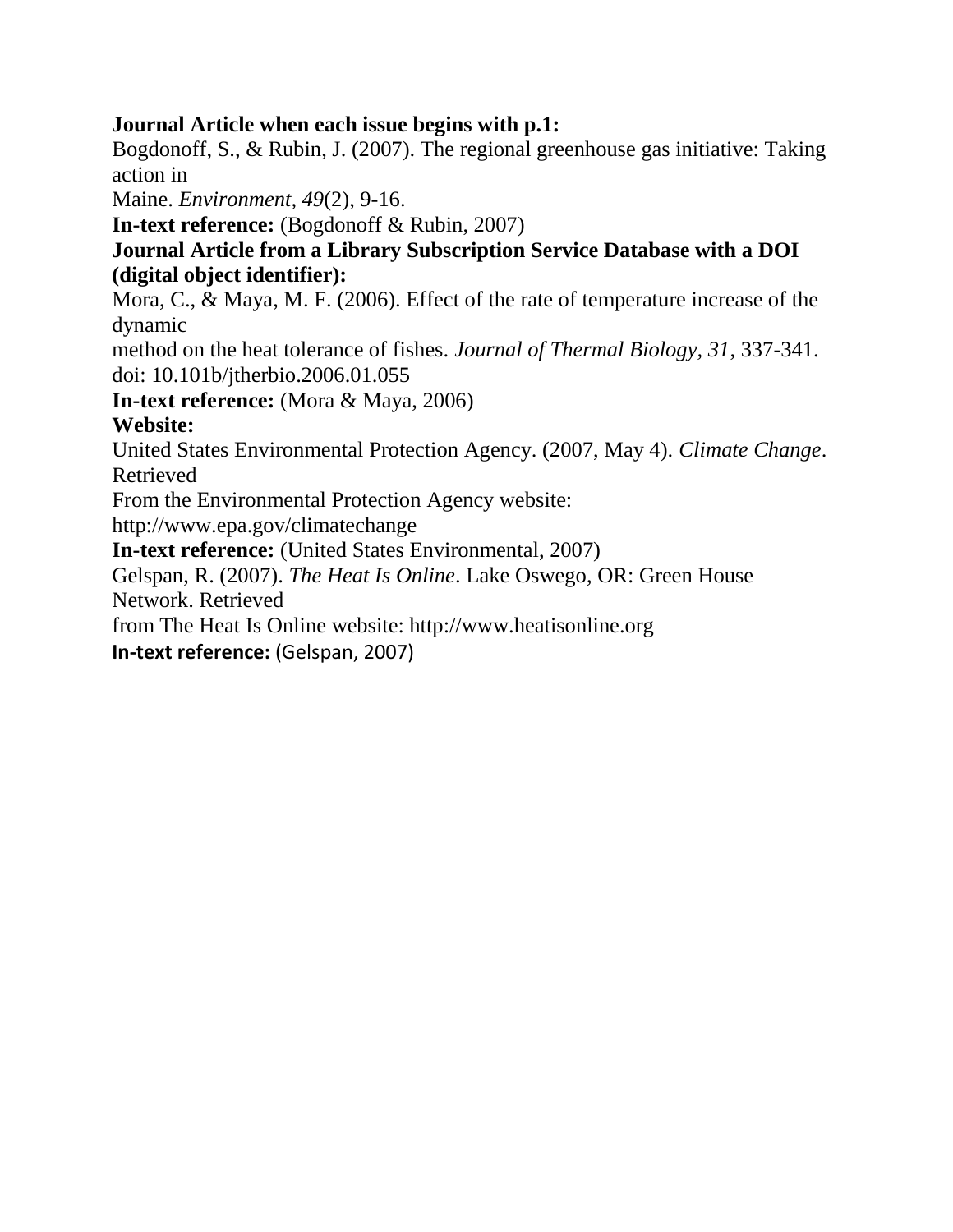**Journal Article when each issue begins with p.1:**

Bogdonoff, S., & Rubin, J. (2007). The regional greenhouse gas initiative: Taking action in
Maine. *Environment, 49*(2), 9-16.

**In-text reference:** (Bogdonoff & Rubin, 2007)

**Journal Article from a Library Subscription Service Database with a DOI (digital object identifier):**

Mora, C., & Maya, M. F. (2006). Effect of the rate of temperature increase of the dynamic
method on the heat tolerance of fishes. *Journal of Thermal Biology, 31*, 337-341.
doi: 10.101b/jtherbio.2006.01.055

**In-text reference:** (Mora & Maya, 2006)

**Website:**

United States Environmental Protection Agency. (2007, May 4). *Climate Change*. Retrieved
From the Environmental Protection Agency website:
http://www.epa.gov/climatechange

**In-text reference:** (United States Environmental, 2007)

Gelspan, R. (2007). *The Heat Is Online*. Lake Oswego, OR: Green House Network. Retrieved
from The Heat Is Online website: http://www.heatisonline.org

**In-text reference:** (Gelspan, 2007)